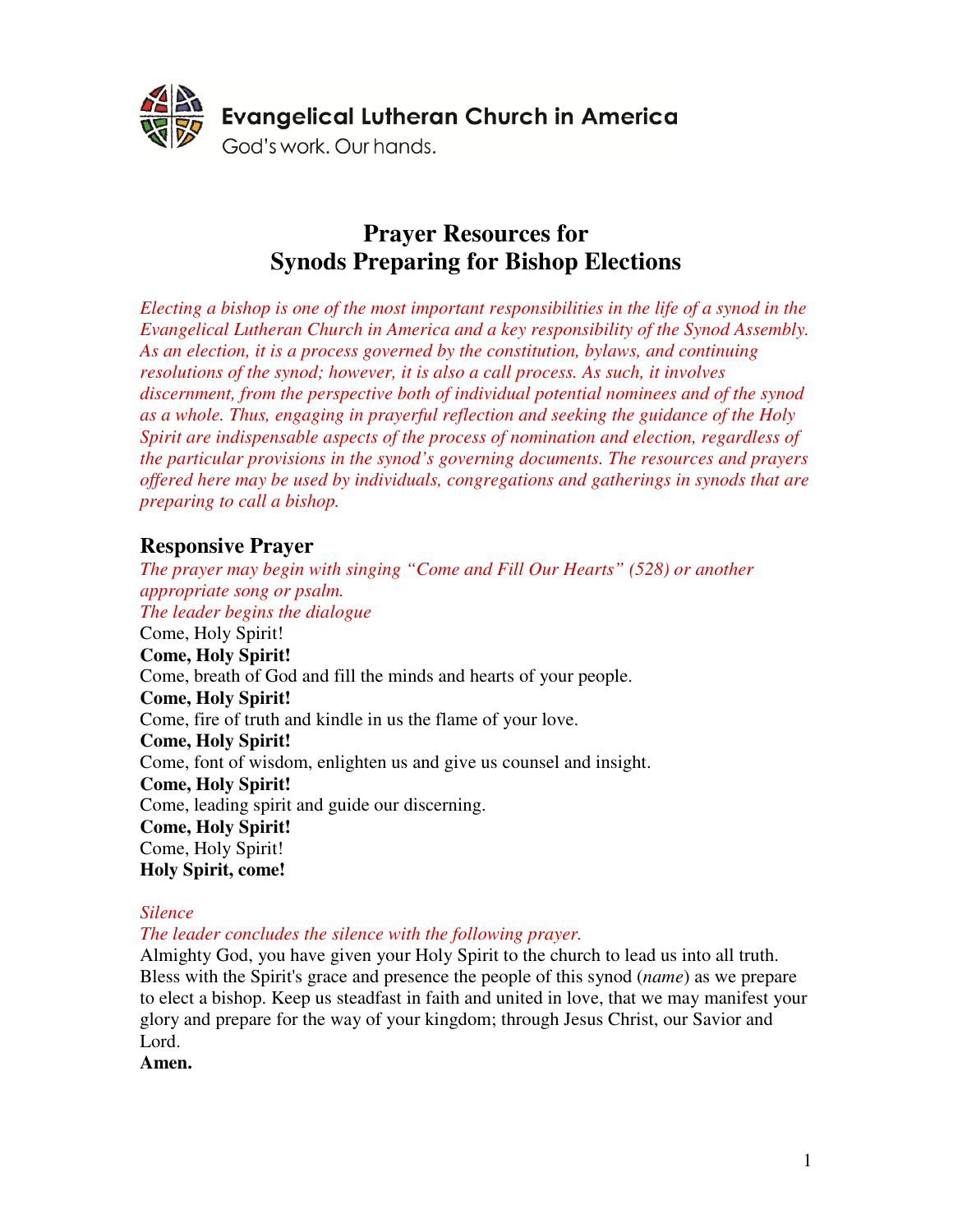Evangelical Lutheran Church in America

God's work. Our hands.

# Prayer Resources for Synods Preparing for Bishop Elections

*Electing a bishop is one of the most important responsibilities in the life of a synod in the Evangelical Lutheran Church in America and a key responsibility of the Synod Assembly. As an election, it is a process governed by the constitution, bylaws, and continuing resolutions of the synod; however, it is also a call process. As such, it involves discernment, from the perspective both of individual potential nominees and of the synod as a whole. Thus, engaging in prayerful reflection and seeking the guidance of the Holy Spirit are indispensable aspects of the process of nomination and election, regardless of the particular provisions in the synod's governing documents. The resources and prayers offered here may be used by individuals, congregations and gatherings in synods that are preparing to call a bishop.*

## Responsive Prayer

*The prayer may begin with singing "Come and Fill Our Hearts" (528) or another appropriate song or psalm.*

*The leader begins the dialogue*

Come, Holy Spirit!

**Come, Holy Spirit!**

Come, breath of God and fill the minds and hearts of your people.

**Come, Holy Spirit!**

Come, fire of truth and kindle in us the flame of your love.

**Come, Holy Spirit!**

Come, font of wisdom, enlighten us and give us counsel and insight.

**Come, Holy Spirit!**

Come, leading spirit and guide our discerning.

**Come, Holy Spirit!**

Come, Holy Spirit!

**Holy Spirit, come!**

*Silence*

*The leader concludes the silence with the following prayer.*

Almighty God, you have given your Holy Spirit to the church to lead us into all truth. Bless with the Spirit's grace and presence the people of this synod (*name*) as we prepare to elect a bishop. Keep us steadfast in faith and united in love, that we may manifest your glory and prepare for the way of your kingdom; through Jesus Christ, our Savior and Lord.

**Amen.**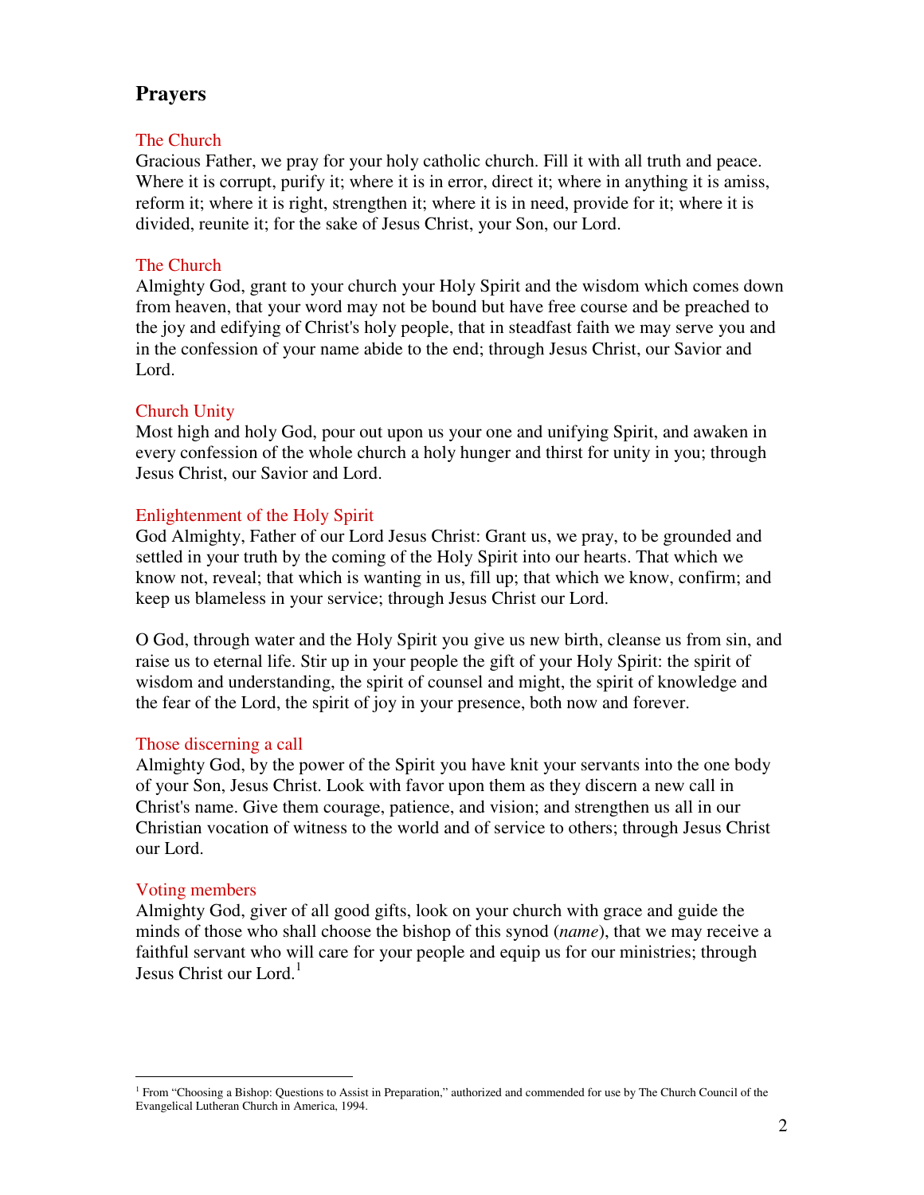## Prayers

The Church

Gracious Father, we pray for your holy catholic church. Fill it with all truth and peace. Where it is corrupt, purify it; where it is in error, direct it; where in anything it is amiss, reform it; where it is right, strengthen it; where it is in need, provide for it; where it is divided, reunite it; for the sake of Jesus Christ, your Son, our Lord.

The Church

Almighty God, grant to your church your Holy Spirit and the wisdom which comes down from heaven, that your word may not be bound but have free course and be preached to the joy and edifying of Christ's holy people, that in steadfast faith we may serve you and in the confession of your name abide to the end; through Jesus Christ, our Savior and Lord.

Church Unity

Most high and holy God, pour out upon us your one and unifying Spirit, and awaken in every confession of the whole church a holy hunger and thirst for unity in you; through Jesus Christ, our Savior and Lord.

Enlightenment of the Holy Spirit

God Almighty, Father of our Lord Jesus Christ: Grant us, we pray, to be grounded and settled in your truth by the coming of the Holy Spirit into our hearts. That which we know not, reveal; that which is wanting in us, fill up; that which we know, confirm; and keep us blameless in your service; through Jesus Christ our Lord.

O God, through water and the Holy Spirit you give us new birth, cleanse us from sin, and raise us to eternal life. Stir up in your people the gift of your Holy Spirit: the spirit of wisdom and understanding, the spirit of counsel and might, the spirit of knowledge and the fear of the Lord, the spirit of joy in your presence, both now and forever.

Those discerning a call

Almighty God, by the power of the Spirit you have knit your servants into the one body of your Son, Jesus Christ. Look with favor upon them as they discern a new call in Christ's name. Give them courage, patience, and vision; and strengthen us all in our Christian vocation of witness to the world and of service to others; through Jesus Christ our Lord.

Voting members

Almighty God, giver of all good gifts, look on your church with grace and guide the minds of those who shall choose the bishop of this synod (*name*), that we may receive a faithful servant who will care for your people and equip us for our ministries; through Jesus Christ our Lord.[1]

---

[1] From "Choosing a Bishop: Questions to Assist in Preparation," authorized and commended for use by The Church Council of the Evangelical Lutheran Church in America, 1994.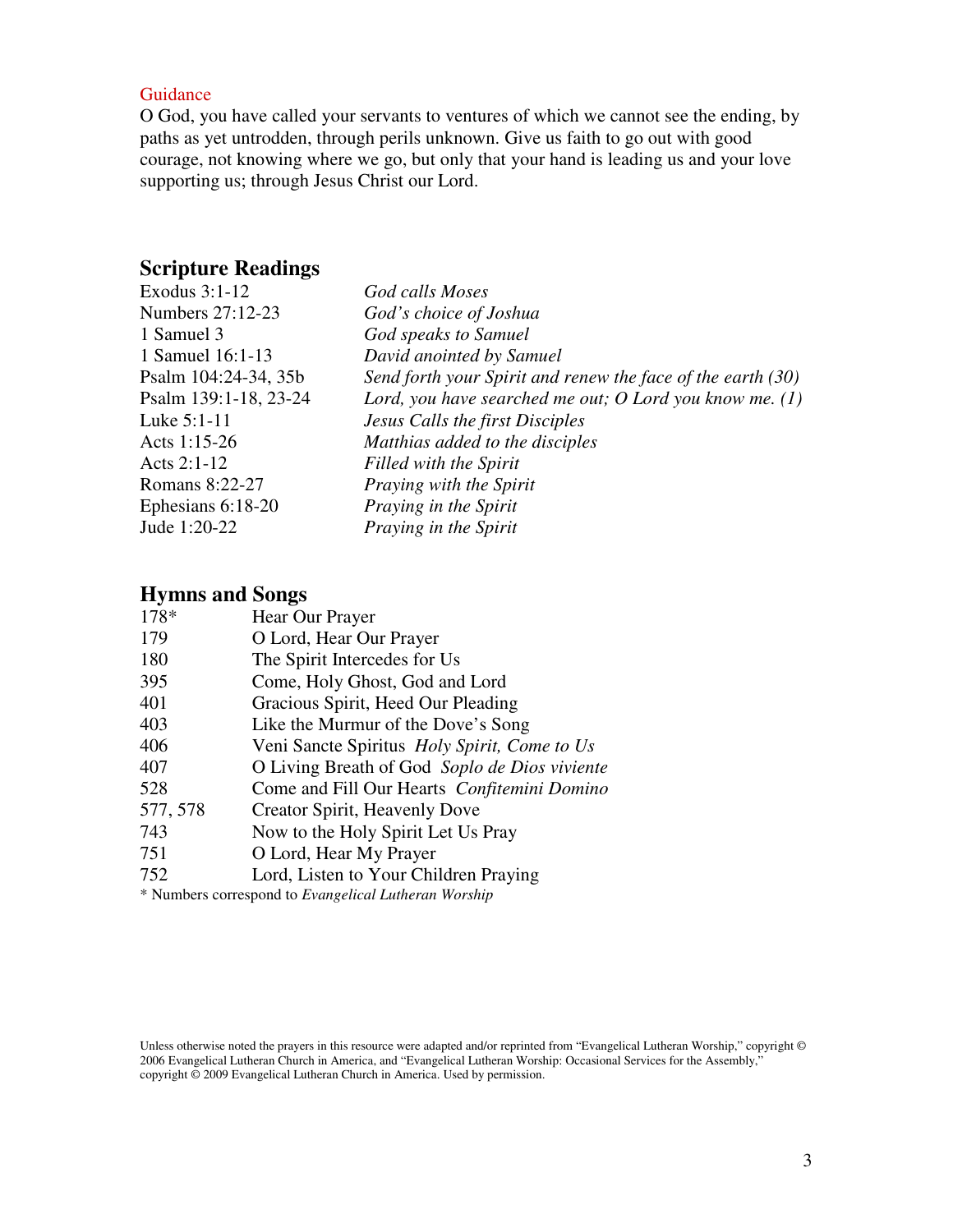### Guidance

O God, you have called your servants to ventures of which we cannot see the ending, by paths as yet untrodden, through perils unknown. Give us faith to go out with good courage, not knowing where we go, but only that your hand is leading us and your love supporting us; through Jesus Christ our Lord.

## Scripture Readings

| | |
|---|---|
| Exodus 3:1-12 | *God calls Moses* |
| Numbers 27:12-23 | *God's choice of Joshua* |
| 1 Samuel 3 | *God speaks to Samuel* |
| 1 Samuel 16:1-13 | *David anointed by Samuel* |
| Psalm 104:24-34, 35b | *Send forth your Spirit and renew the face of the earth (30)* |
| Psalm 139:1-18, 23-24 | *Lord, you have searched me out; O Lord you know me. (1)* |
| Luke 5:1-11 | *Jesus Calls the first Disciples* |
| Acts 1:15-26 | *Matthias added to the disciples* |
| Acts 2:1-12 | *Filled with the Spirit* |
| Romans 8:22-27 | *Praying with the Spirit* |
| Ephesians 6:18-20 | *Praying in the Spirit* |
| Jude 1:20-22 | *Praying in the Spirit* |

## Hymns and Songs

| | |
|---|---|
| 178* | Hear Our Prayer |
| 179 | O Lord, Hear Our Prayer |
| 180 | The Spirit Intercedes for Us |
| 395 | Come, Holy Ghost, God and Lord |
| 401 | Gracious Spirit, Heed Our Pleading |
| 403 | Like the Murmur of the Dove's Song |
| 406 | Veni Sancte Spiritus *Holy Spirit, Come to Us* |
| 407 | O Living Breath of God *Soplo de Dios viviente* |
| 528 | Come and Fill Our Hearts *Confitemini Domino* |
| 577, 578 | Creator Spirit, Heavenly Dove |
| 743 | Now to the Holy Spirit Let Us Pray |
| 751 | O Lord, Hear My Prayer |
| 752 | Lord, Listen to Your Children Praying |

\* Numbers correspond to *Evangelical Lutheran Worship*

Unless otherwise noted the prayers in this resource were adapted and/or reprinted from "Evangelical Lutheran Worship," copyright © 2006 Evangelical Lutheran Church in America, and "Evangelical Lutheran Worship: Occasional Services for the Assembly," copyright © 2009 Evangelical Lutheran Church in America. Used by permission.